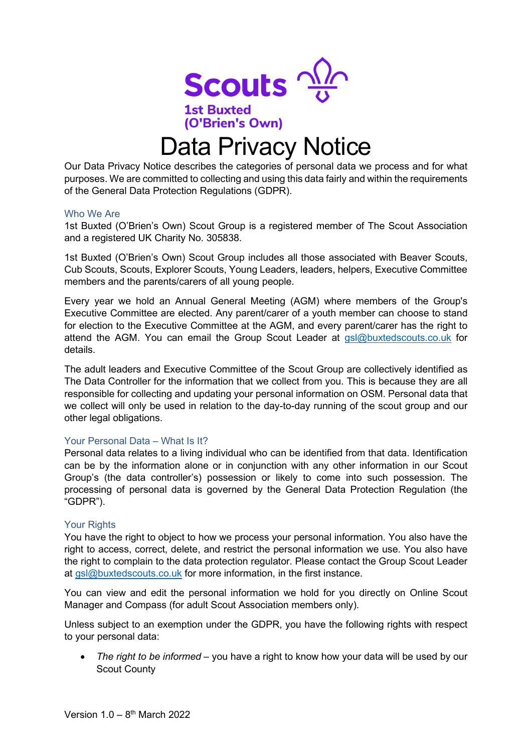Scouts

1st Buxted
(O'Brien's Own)

# Data Privacy Notice

Our Data Privacy Notice describes the categories of personal data we process and for what purposes. We are committed to collecting and using this data fairly and within the requirements of the General Data Protection Regulations (GDPR).

## Who We Are

1st Buxted (O'Brien's Own) Scout Group is a registered member of The Scout Association and a registered UK Charity No. 305838.

1st Buxted (O'Brien's Own) Scout Group includes all those associated with Beaver Scouts, Cub Scouts, Scouts, Explorer Scouts, Young Leaders, leaders, helpers, Executive Committee members and the parents/carers of all young people.

Every year we hold an Annual General Meeting (AGM) where members of the Group's Executive Committee are elected. Any parent/carer of a youth member can choose to stand for election to the Executive Committee at the AGM, and every parent/carer has the right to attend the AGM. You can email the Group Scout Leader at gsl@buxtedscouts.co.uk for details.

The adult leaders and Executive Committee of the Scout Group are collectively identified as The Data Controller for the information that we collect from you. This is because they are all responsible for collecting and updating your personal information on OSM. Personal data that we collect will only be used in relation to the day-to-day running of the scout group and our other legal obligations.

## Your Personal Data – What Is It?

Personal data relates to a living individual who can be identified from that data. Identification can be by the information alone or in conjunction with any other information in our Scout Group's (the data controller's) possession or likely to come into such possession. The processing of personal data is governed by the General Data Protection Regulation (the "GDPR").

## Your Rights

You have the right to object to how we process your personal information. You also have the right to access, correct, delete, and restrict the personal information we use. You also have the right to complain to the data protection regulator. Please contact the Group Scout Leader at gsl@buxtedscouts.co.uk for more information, in the first instance.

You can view and edit the personal information we hold for you directly on Online Scout Manager and Compass (for adult Scout Association members only).

Unless subject to an exemption under the GDPR, you have the following rights with respect to your personal data:

- *The right to be informed* – you have a right to know how your data will be used by our Scout County

Version 1.0 – 8th March 2022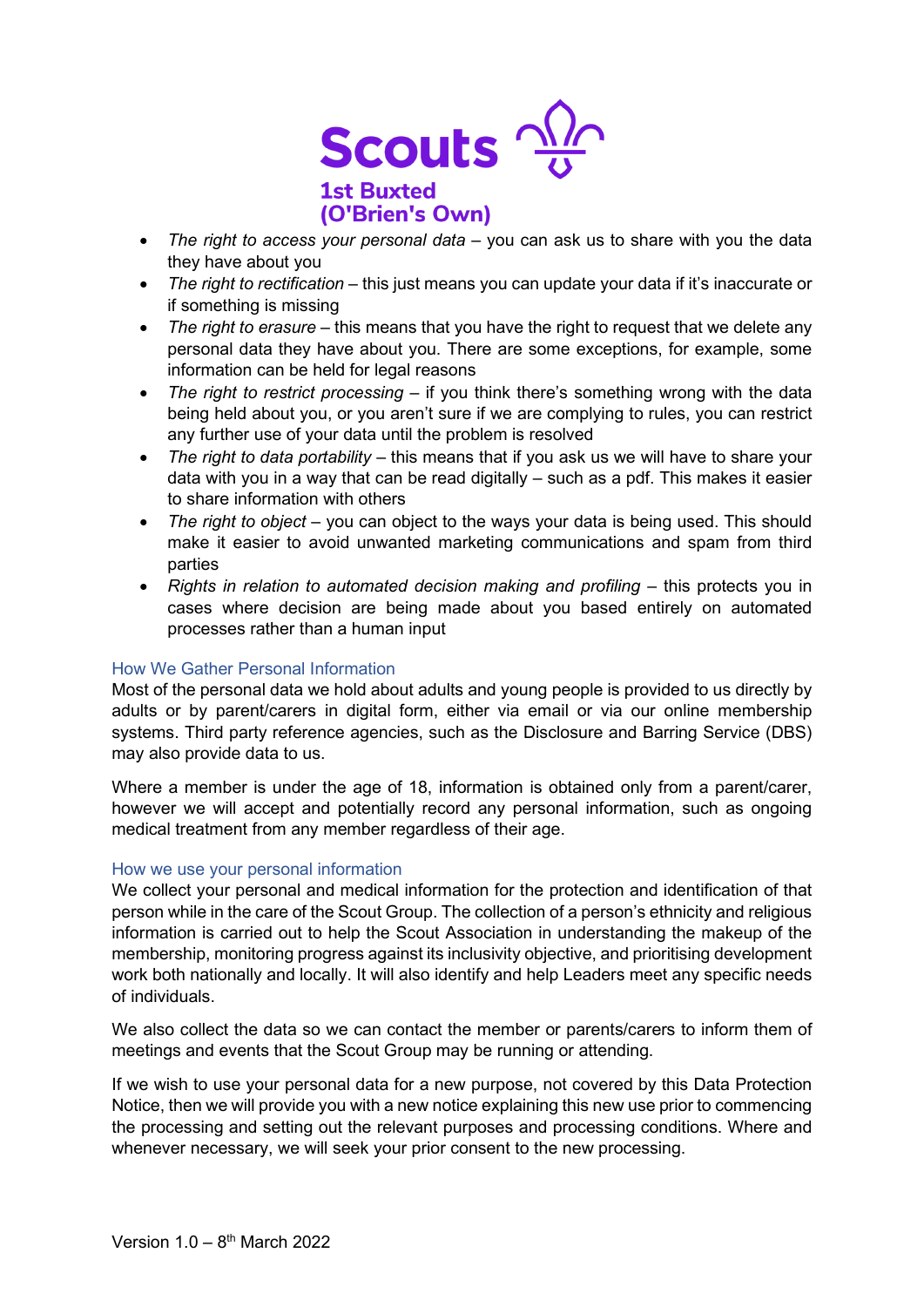- *The right to access your personal data* – you can ask us to share with you the data they have about you
- *The right to rectification* – this just means you can update your data if it's inaccurate or if something is missing
- *The right to erasure* – this means that you have the right to request that we delete any personal data they have about you. There are some exceptions, for example, some information can be held for legal reasons
- *The right to restrict processing* – if you think there's something wrong with the data being held about you, or you aren't sure if we are complying to rules, you can restrict any further use of your data until the problem is resolved
- *The right to data portability* – this means that if you ask us we will have to share your data with you in a way that can be read digitally – such as a pdf. This makes it easier to share information with others
- *The right to object* – you can object to the ways your data is being used. This should make it easier to avoid unwanted marketing communications and spam from third parties
- *Rights in relation to automated decision making and profiling* – this protects you in cases where decision are being made about you based entirely on automated processes rather than a human input

## How We Gather Personal Information

Most of the personal data we hold about adults and young people is provided to us directly by adults or by parent/carers in digital form, either via email or via our online membership systems. Third party reference agencies, such as the Disclosure and Barring Service (DBS) may also provide data to us.

Where a member is under the age of 18, information is obtained only from a parent/carer, however we will accept and potentially record any personal information, such as ongoing medical treatment from any member regardless of their age.

## How we use your personal information

We collect your personal and medical information for the protection and identification of that person while in the care of the Scout Group. The collection of a person's ethnicity and religious information is carried out to help the Scout Association in understanding the makeup of the membership, monitoring progress against its inclusivity objective, and prioritising development work both nationally and locally. It will also identify and help Leaders meet any specific needs of individuals.

We also collect the data so we can contact the member or parents/carers to inform them of meetings and events that the Scout Group may be running or attending.

If we wish to use your personal data for a new purpose, not covered by this Data Protection Notice, then we will provide you with a new notice explaining this new use prior to commencing the processing and setting out the relevant purposes and processing conditions. Where and whenever necessary, we will seek your prior consent to the new processing.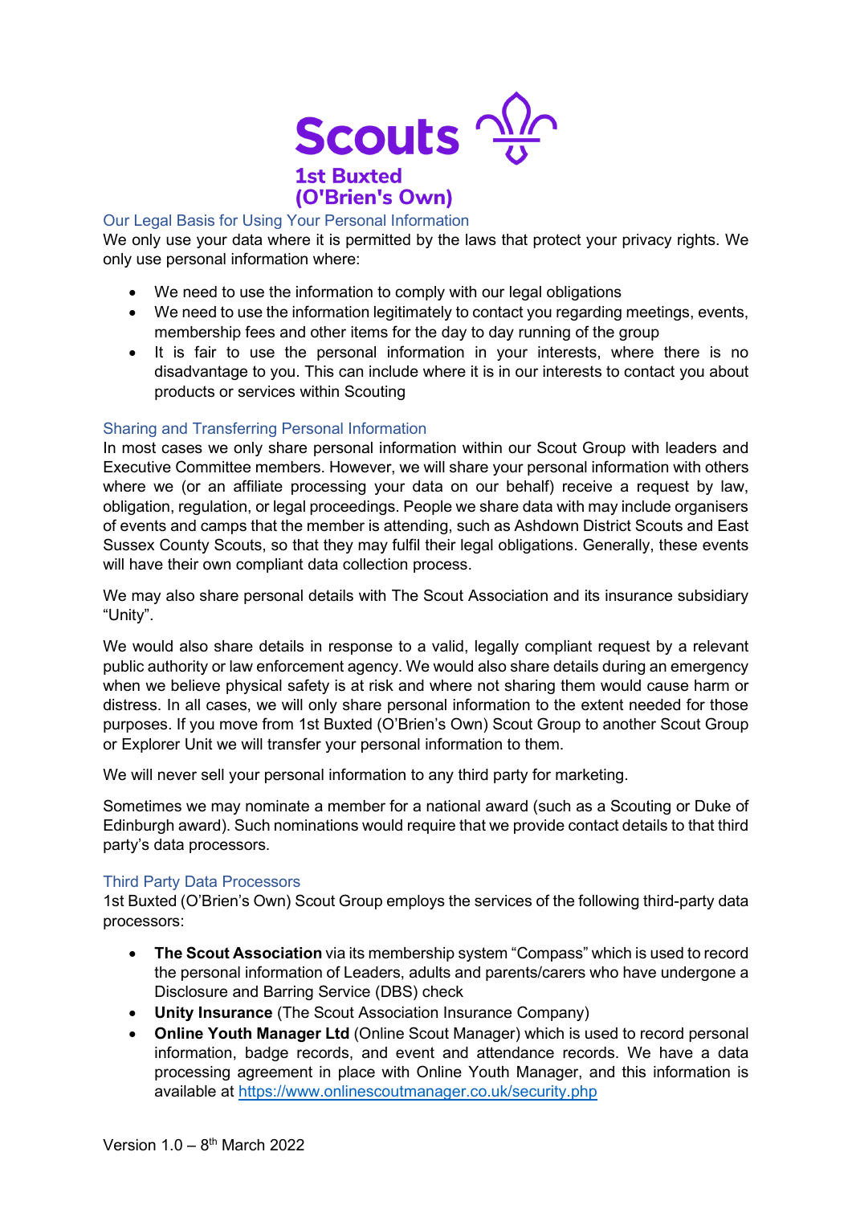Scouts

1st Buxted
(O'Brien's Own)

## Our Legal Basis for Using Your Personal Information

We only use your data where it is permitted by the laws that protect your privacy rights. We only use personal information where:

- We need to use the information to comply with our legal obligations
- We need to use the information legitimately to contact you regarding meetings, events, membership fees and other items for the day to day running of the group
- It is fair to use the personal information in your interests, where there is no disadvantage to you. This can include where it is in our interests to contact you about products or services within Scouting

## Sharing and Transferring Personal Information

In most cases we only share personal information within our Scout Group with leaders and Executive Committee members. However, we will share your personal information with others where we (or an affiliate processing your data on our behalf) receive a request by law, obligation, regulation, or legal proceedings. People we share data with may include organisers of events and camps that the member is attending, such as Ashdown District Scouts and East Sussex County Scouts, so that they may fulfil their legal obligations. Generally, these events will have their own compliant data collection process.

We may also share personal details with The Scout Association and its insurance subsidiary "Unity".

We would also share details in response to a valid, legally compliant request by a relevant public authority or law enforcement agency. We would also share details during an emergency when we believe physical safety is at risk and where not sharing them would cause harm or distress. In all cases, we will only share personal information to the extent needed for those purposes. If you move from 1st Buxted (O'Brien's Own) Scout Group to another Scout Group or Explorer Unit we will transfer your personal information to them.

We will never sell your personal information to any third party for marketing.

Sometimes we may nominate a member for a national award (such as a Scouting or Duke of Edinburgh award). Such nominations would require that we provide contact details to that third party's data processors.

## Third Party Data Processors

1st Buxted (O'Brien's Own) Scout Group employs the services of the following third-party data processors:

- **The Scout Association** via its membership system "Compass" which is used to record the personal information of Leaders, adults and parents/carers who have undergone a Disclosure and Barring Service (DBS) check
- **Unity Insurance** (The Scout Association Insurance Company)
- **Online Youth Manager Ltd** (Online Scout Manager) which is used to record personal information, badge records, and event and attendance records. We have a data processing agreement in place with Online Youth Manager, and this information is available at [https://www.onlinescoutmanager.co.uk/security.php](https://www.onlinescoutmanager.co.uk/security.php)

Version 1.0 – 8th March 2022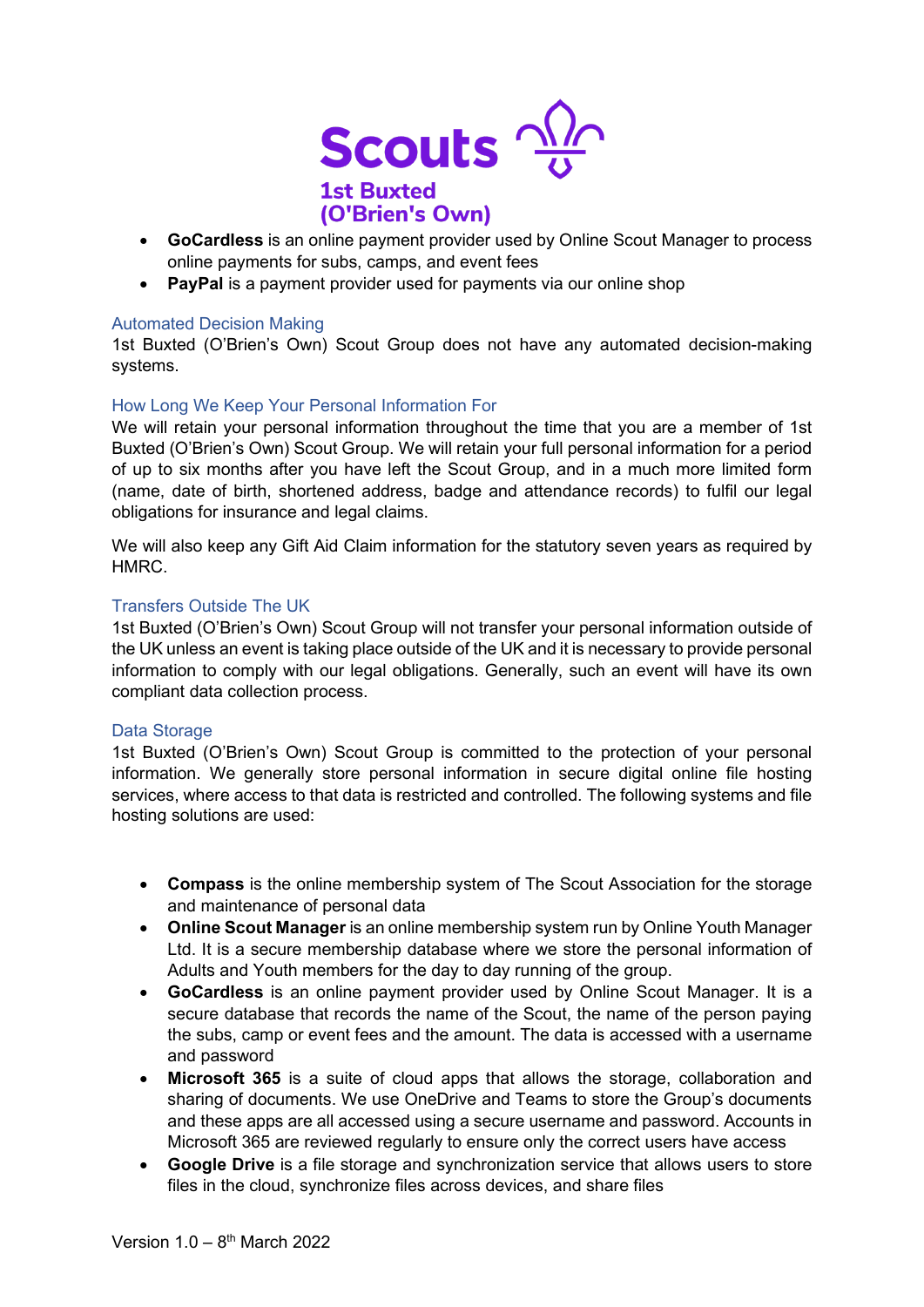- **GoCardless** is an online payment provider used by Online Scout Manager to process online payments for subs, camps, and event fees
- **PayPal** is a payment provider used for payments via our online shop

## Automated Decision Making

1st Buxted (O'Brien's Own) Scout Group does not have any automated decision-making systems.

## How Long We Keep Your Personal Information For

We will retain your personal information throughout the time that you are a member of 1st Buxted (O'Brien's Own) Scout Group. We will retain your full personal information for a period of up to six months after you have left the Scout Group, and in a much more limited form (name, date of birth, shortened address, badge and attendance records) to fulfil our legal obligations for insurance and legal claims.

We will also keep any Gift Aid Claim information for the statutory seven years as required by HMRC.

## Transfers Outside The UK

1st Buxted (O'Brien's Own) Scout Group will not transfer your personal information outside of the UK unless an event is taking place outside of the UK and it is necessary to provide personal information to comply with our legal obligations. Generally, such an event will have its own compliant data collection process.

## Data Storage

1st Buxted (O'Brien's Own) Scout Group is committed to the protection of your personal information. We generally store personal information in secure digital online file hosting services, where access to that data is restricted and controlled. The following systems and file hosting solutions are used:

- **Compass** is the online membership system of The Scout Association for the storage and maintenance of personal data
- **Online Scout Manager** is an online membership system run by Online Youth Manager Ltd. It is a secure membership database where we store the personal information of Adults and Youth members for the day to day running of the group.
- **GoCardless** is an online payment provider used by Online Scout Manager. It is a secure database that records the name of the Scout, the name of the person paying the subs, camp or event fees and the amount. The data is accessed with a username and password
- **Microsoft 365** is a suite of cloud apps that allows the storage, collaboration and sharing of documents. We use OneDrive and Teams to store the Group's documents and these apps are all accessed using a secure username and password. Accounts in Microsoft 365 are reviewed regularly to ensure only the correct users have access
- **Google Drive** is a file storage and synchronization service that allows users to store files in the cloud, synchronize files across devices, and share files

Version 1.0 – 8th March 2022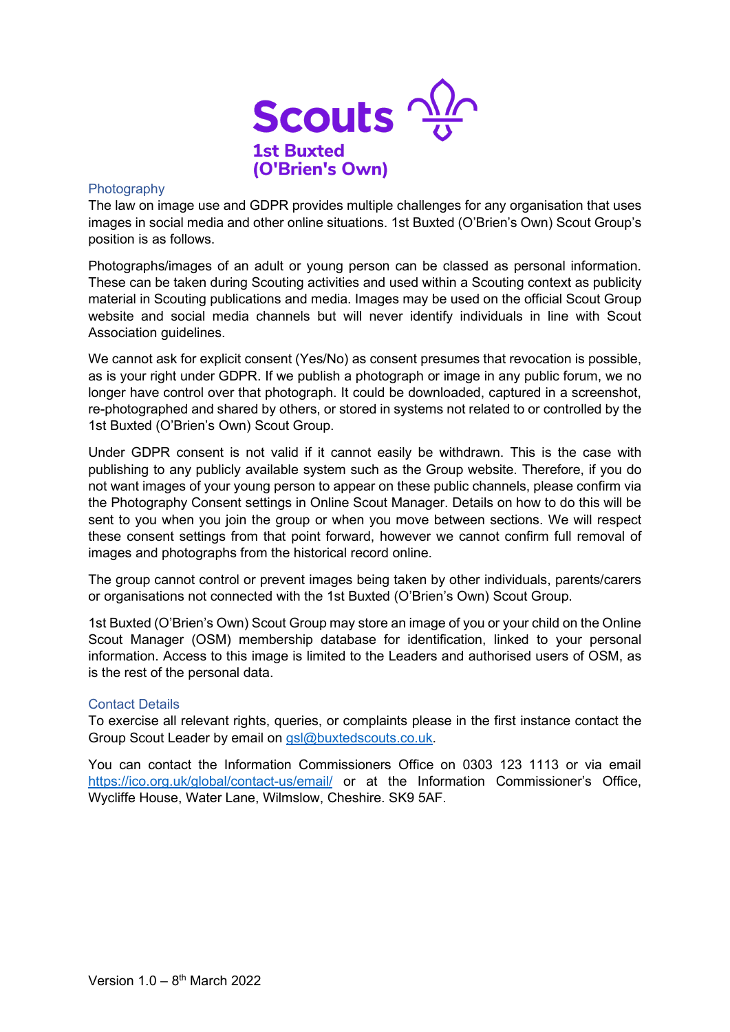Scouts

1st Buxted
(O'Brien's Own)

## Photography

The law on image use and GDPR provides multiple challenges for any organisation that uses images in social media and other online situations. 1st Buxted (O'Brien's Own) Scout Group's position is as follows.

Photographs/images of an adult or young person can be classed as personal information. These can be taken during Scouting activities and used within a Scouting context as publicity material in Scouting publications and media. Images may be used on the official Scout Group website and social media channels but will never identify individuals in line with Scout Association guidelines.

We cannot ask for explicit consent (Yes/No) as consent presumes that revocation is possible, as is your right under GDPR. If we publish a photograph or image in any public forum, we no longer have control over that photograph. It could be downloaded, captured in a screenshot, re-photographed and shared by others, or stored in systems not related to or controlled by the 1st Buxted (O'Brien's Own) Scout Group.

Under GDPR consent is not valid if it cannot easily be withdrawn. This is the case with publishing to any publicly available system such as the Group website. Therefore, if you do not want images of your young person to appear on these public channels, please confirm via the Photography Consent settings in Online Scout Manager. Details on how to do this will be sent to you when you join the group or when you move between sections. We will respect these consent settings from that point forward, however we cannot confirm full removal of images and photographs from the historical record online.

The group cannot control or prevent images being taken by other individuals, parents/carers or organisations not connected with the 1st Buxted (O'Brien's Own) Scout Group.

1st Buxted (O'Brien's Own) Scout Group may store an image of you or your child on the Online Scout Manager (OSM) membership database for identification, linked to your personal information. Access to this image is limited to the Leaders and authorised users of OSM, as is the rest of the personal data.

## Contact Details

To exercise all relevant rights, queries, or complaints please in the first instance contact the Group Scout Leader by email on gsl@buxtedscouts.co.uk.

You can contact the Information Commissioners Office on 0303 123 1113 or via email https://ico.org.uk/global/contact-us/email/ or at the Information Commissioner's Office, Wycliffe House, Water Lane, Wilmslow, Cheshire. SK9 5AF.

Version 1.0 – 8th March 2022